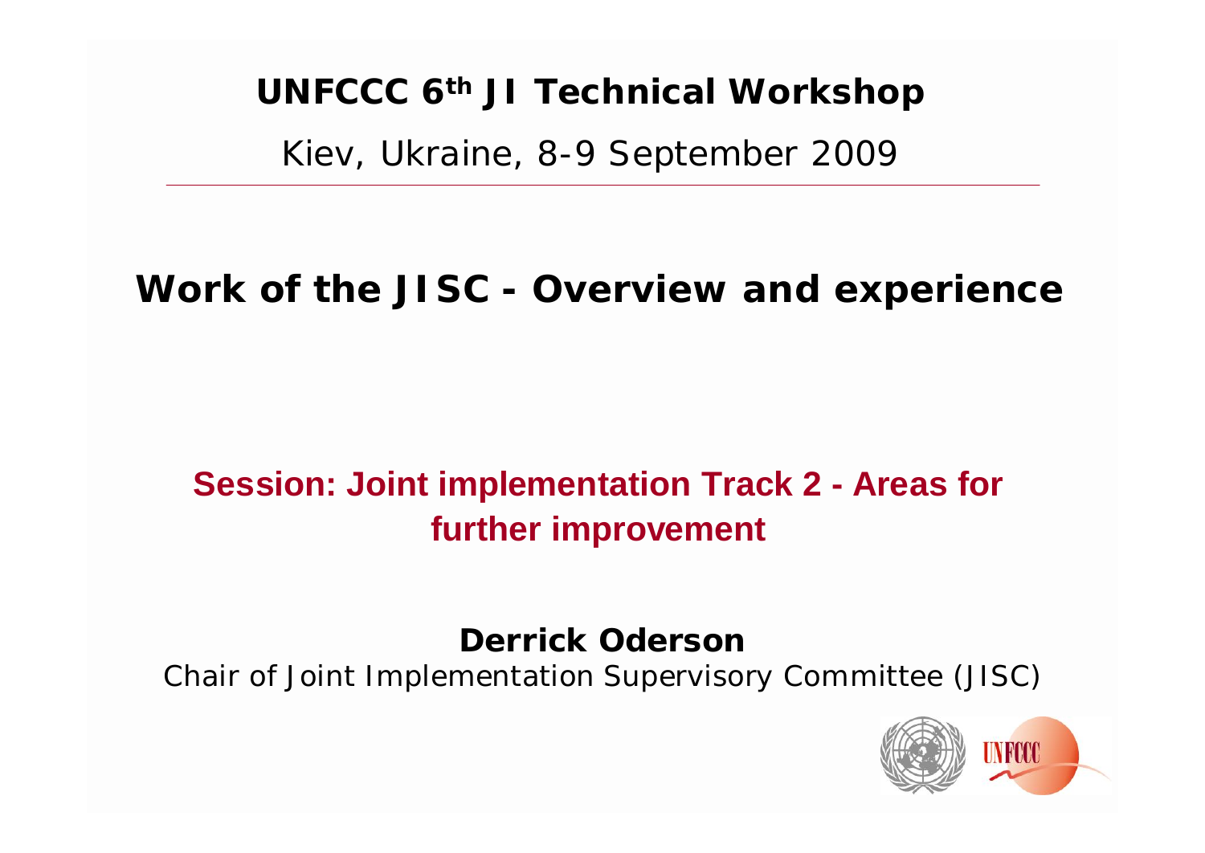**UNFCCC 6th JI Technical Workshop**

Kiev, Ukraine, 8-9 September 2009

# Work of the JISC - Overview and experience

## Session: Joint implementation Track 2 - Areas for further improvement

**Derrick Oderson**

Chair of Joint Implementation Supervisory Committee (JISC)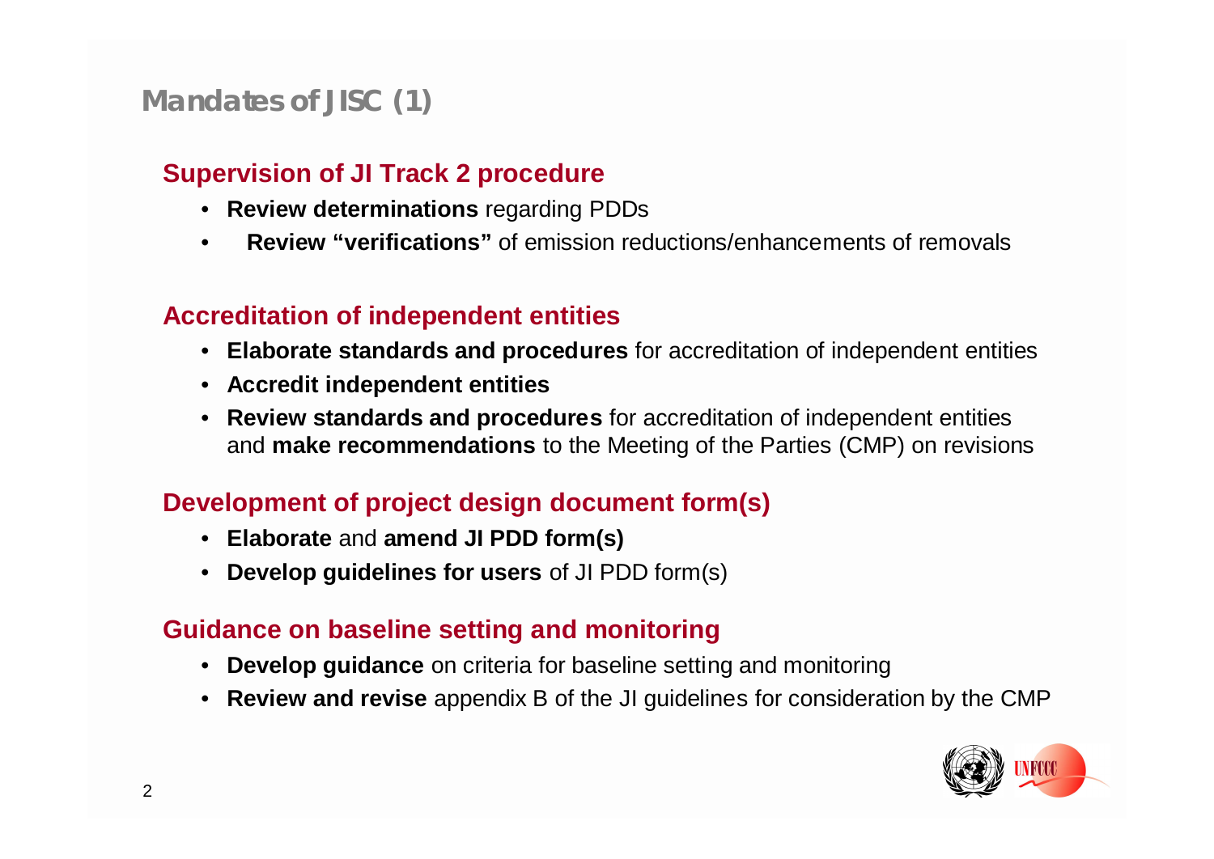## Mandates of JISC (1)

### Supervision of JI Track 2 procedure

- **Review determinations** regarding PDDs
- **Review "verifications"** of emission reductions/enhancements of removals

### Accreditation of independent entities

- **Elaborate standards and procedures** for accreditation of independent entities
- **Accredit independent entities**
- **Review standards and procedures** for accreditation of independent entities and **make recommendations** to the Meeting of the Parties (CMP) on revisions

### Development of project design document form(s)

- **Elaborate** and **amend JI PDD form(s)**
- **Develop guidelines for users** of JI PDD form(s)

### Guidance on baseline setting and monitoring

- **Develop guidance** on criteria for baseline setting and monitoring
- **Review and revise** appendix B of the JI guidelines for consideration by the CMP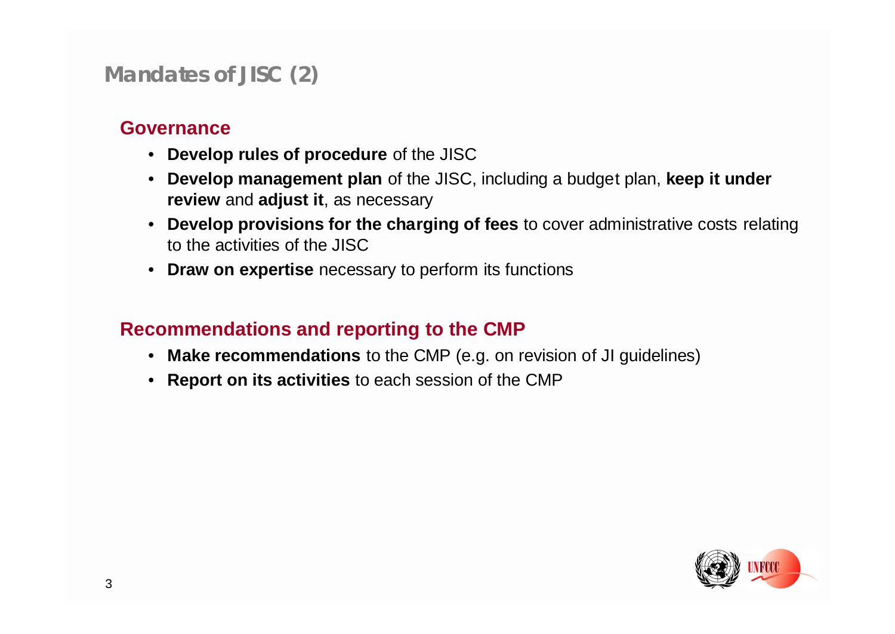# Mandates of JISC (2)

## Governance

- **Develop rules of procedure** of the JISC
- **Develop management plan** of the JISC, including a budget plan, **keep it under review** and **adjust it**, as necessary
- **Develop provisions for the charging of fees** to cover administrative costs relating to the activities of the JISC
- **Draw on expertise** necessary to perform its functions

## Recommendations and reporting to the CMP

- **Make recommendations** to the CMP (e.g. on revision of JI guidelines)
- **Report on its activities** to each session of the CMP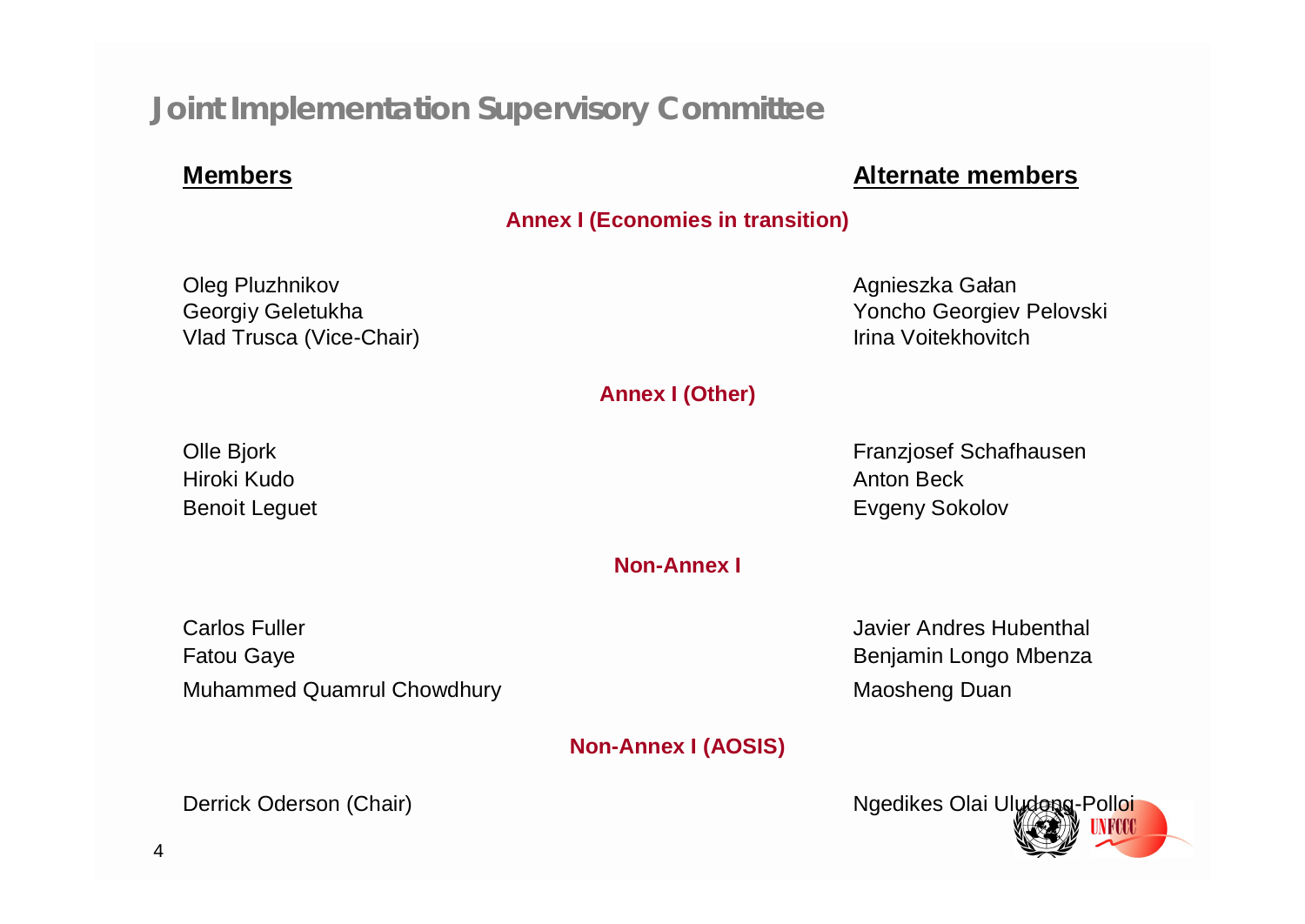# Joint Implementation Supervisory Committee

| Members | Alternate members |
| --- | --- |
| **Annex I (Economies in transition)** | |
| Oleg Pluzhnikov | Agnieszka Gałan |
| Georgiy Geletukha | Yoncho Georgiev Pelovski |
| Vlad Trusca (Vice-Chair) | Irina Voitekhovitch |
| **Annex I (Other)** | |
| Olle Bjork | Franzjosef Schafhausen |
| Hiroki Kudo | Anton Beck |
| Benoit Leguet | Evgeny Sokolov |
| **Non-Annex I** | |
| Carlos Fuller | Javier Andres Hubenthal |
| Fatou Gaye | Benjamin Longo Mbenza |
| Muhammed Quamrul Chowdhury | Maosheng Duan |
| **Non-Annex I (AOSIS)** | |
| Derrick Oderson (Chair) | Ngedikes Olai Uludong-Polloi |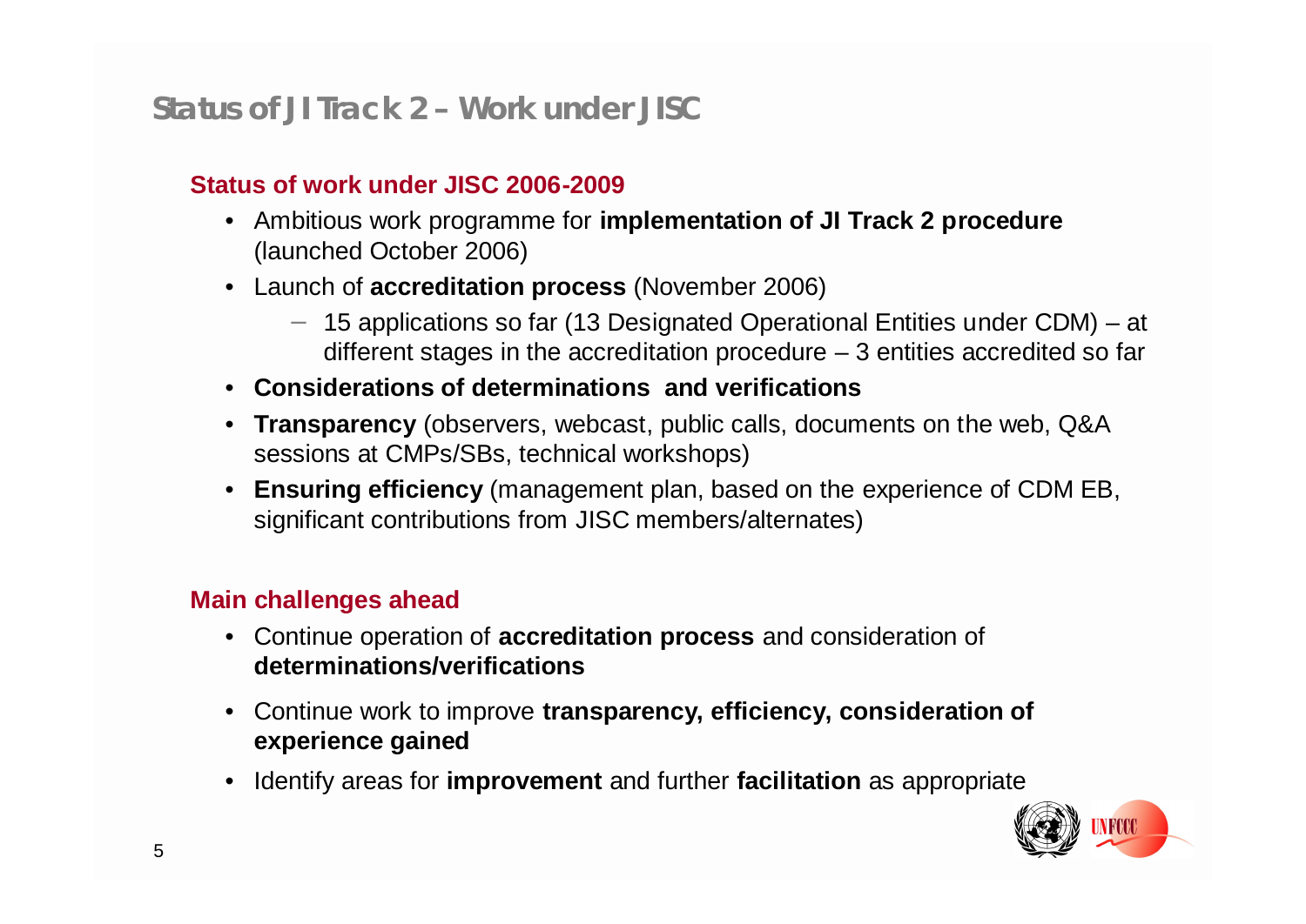# Status of JI Track 2 – Work under JISC

## Status of work under JISC 2006-2009

- Ambitious work programme for **implementation of JI Track 2 procedure** (launched October 2006)
- Launch of **accreditation process** (November 2006)
  - 15 applications so far (13 Designated Operational Entities under CDM) – at different stages in the accreditation procedure – 3 entities accredited so far
- **Considerations of determinations and verifications**
- **Transparency** (observers, webcast, public calls, documents on the web, Q&A sessions at CMPs/SBs, technical workshops)
- **Ensuring efficiency** (management plan, based on the experience of CDM EB, significant contributions from JISC members/alternates)

## Main challenges ahead

- Continue operation of **accreditation process** and consideration of **determinations/verifications**
- Continue work to improve **transparency, efficiency, consideration of experience gained**
- Identify areas for **improvement** and further **facilitation** as appropriate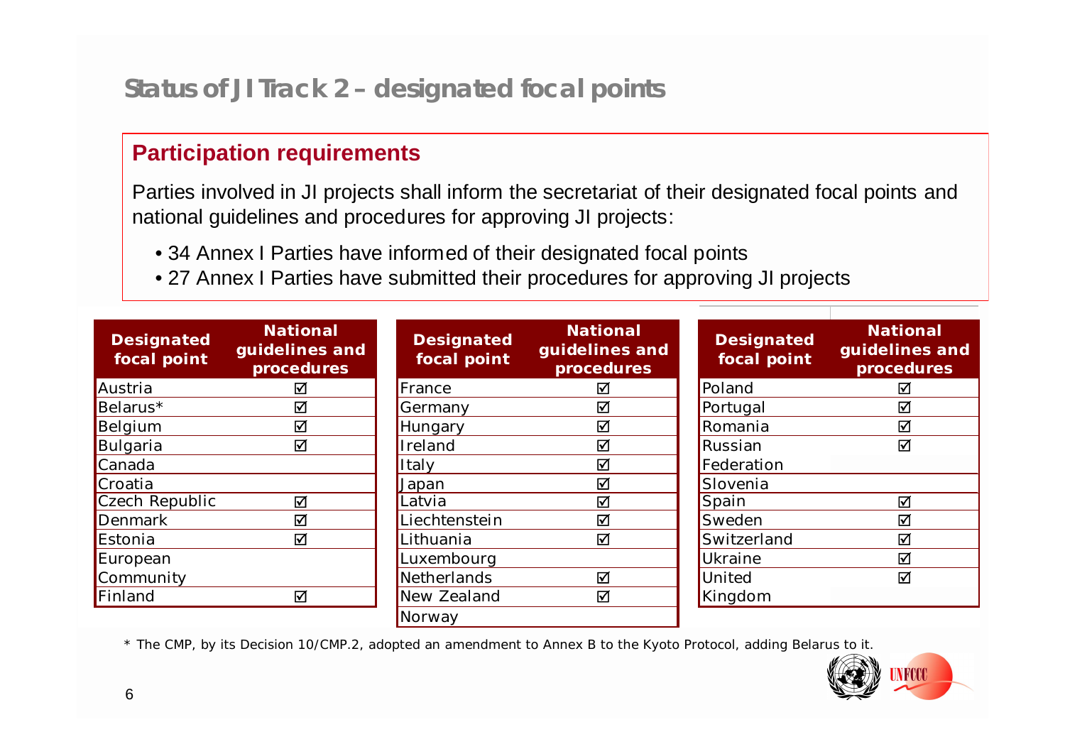# Status of JI Track 2 – designated focal points

## Participation requirements

Parties involved in JI projects shall inform the secretariat of their designated focal points and national guidelines and procedures for approving JI projects:

- 34 Annex I Parties have informed of their designated focal points
- 27 Annex I Parties have submitted their procedures for approving JI projects

| Designated focal point | National guidelines and procedures |
|---|---|
| Austria | ☑ |
| Belarus* | ☑ |
| Belgium | ☑ |
| Bulgaria | ☑ |
| Canada | |
| Croatia | |
| Czech Republic | ☑ |
| Denmark | ☑ |
| Estonia | ☑ |
| European Community | |
| Finland | ☑ |
| France | ☑ |
| Germany | ☑ |
| Hungary | ☑ |
| Ireland | ☑ |
| Italy | ☑ |
| Japan | ☑ |
| Latvia | ☑ |
| Liechtenstein | ☑ |
| Lithuania | ☑ |
| Luxembourg | |
| Netherlands | ☑ |
| New Zealand | ☑ |
| Norway | |
| Poland | ☑ |
| Portugal | ☑ |
| Romania | ☑ |
| Russian Federation | ☑ |
| Slovenia | |
| Spain | ☑ |
| Sweden | ☑ |
| Switzerland | ☑ |
| Ukraine | ☑ |
| United Kingdom | ☑ |

* The CMP, by its Decision 10/CMP.2, adopted an amendment to Annex B to the Kyoto Protocol, adding Belarus to it.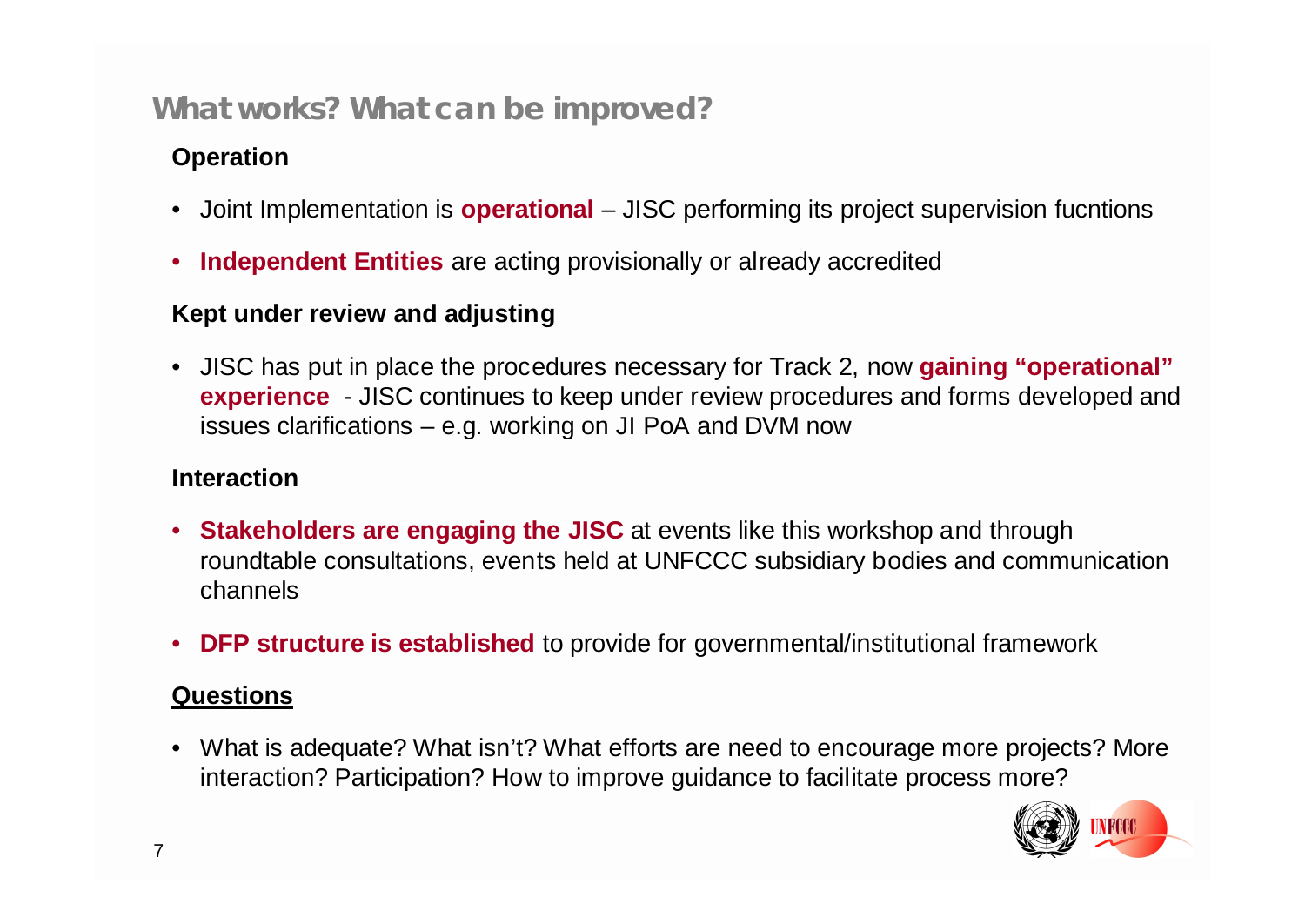## What works? What can be improved?

**Operation**

- Joint Implementation is **operational** – JISC performing its project supervision fucntions
- **Independent Entities** are acting provisionally or already accredited

**Kept under review and adjusting**

- JISC has put in place the procedures necessary for Track 2, now **gaining "operational" experience** - JISC continues to keep under review procedures and forms developed and issues clarifications – e.g. working on JI PoA and DVM now

**Interaction**

- **Stakeholders are engaging the JISC** at events like this workshop and through roundtable consultations, events held at UNFCCC subsidiary bodies and communication channels
- **DFP structure is established** to provide for governmental/institutional framework

**Questions**

- What is adequate? What isn't? What efforts are need to encourage more projects? More interaction? Participation? How to improve guidance to facilitate process more?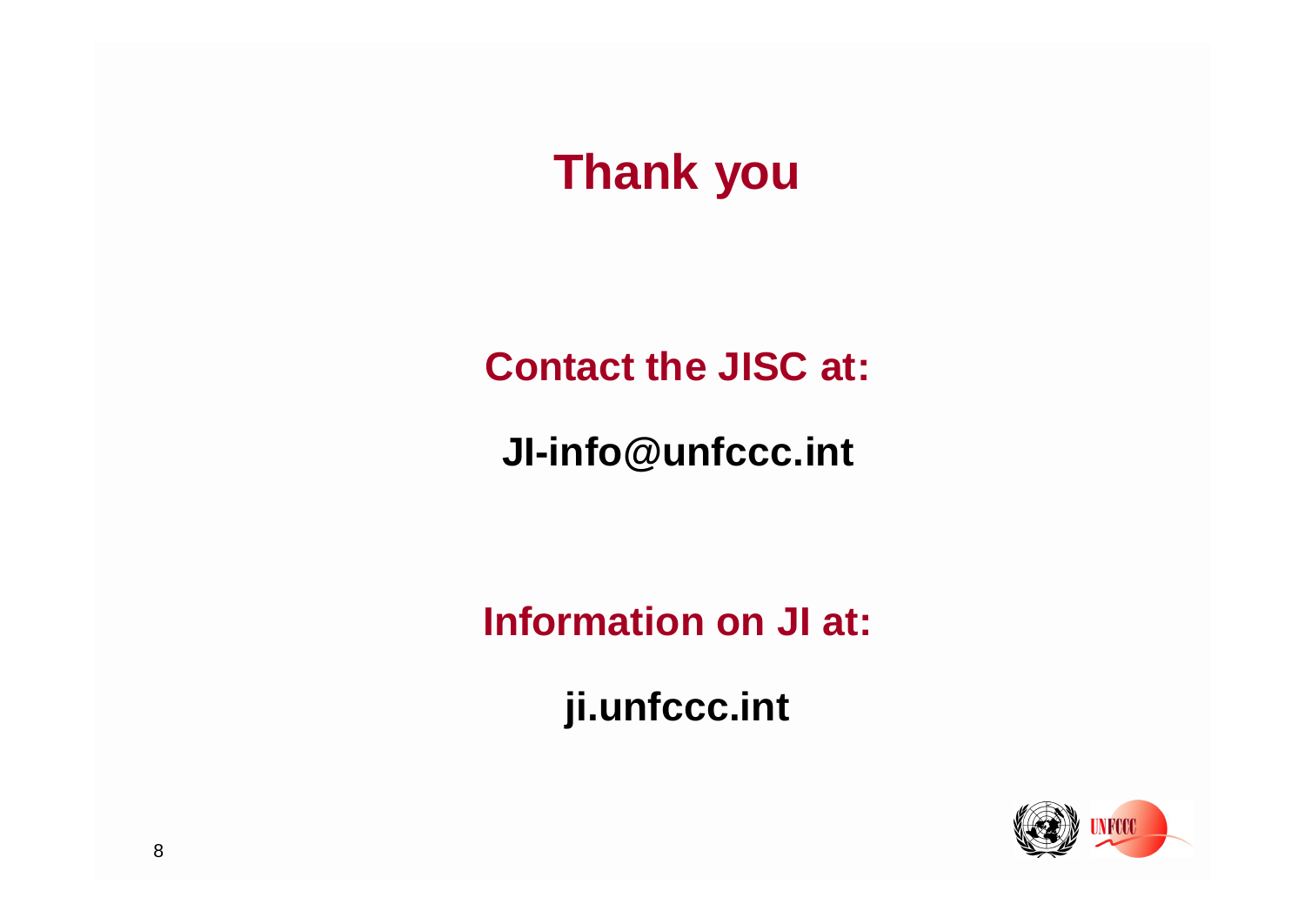# Thank you

**Contact the JISC at:**

**JI-info@unfccc.int**

**Information on JI at:**

**ji.unfccc.int**